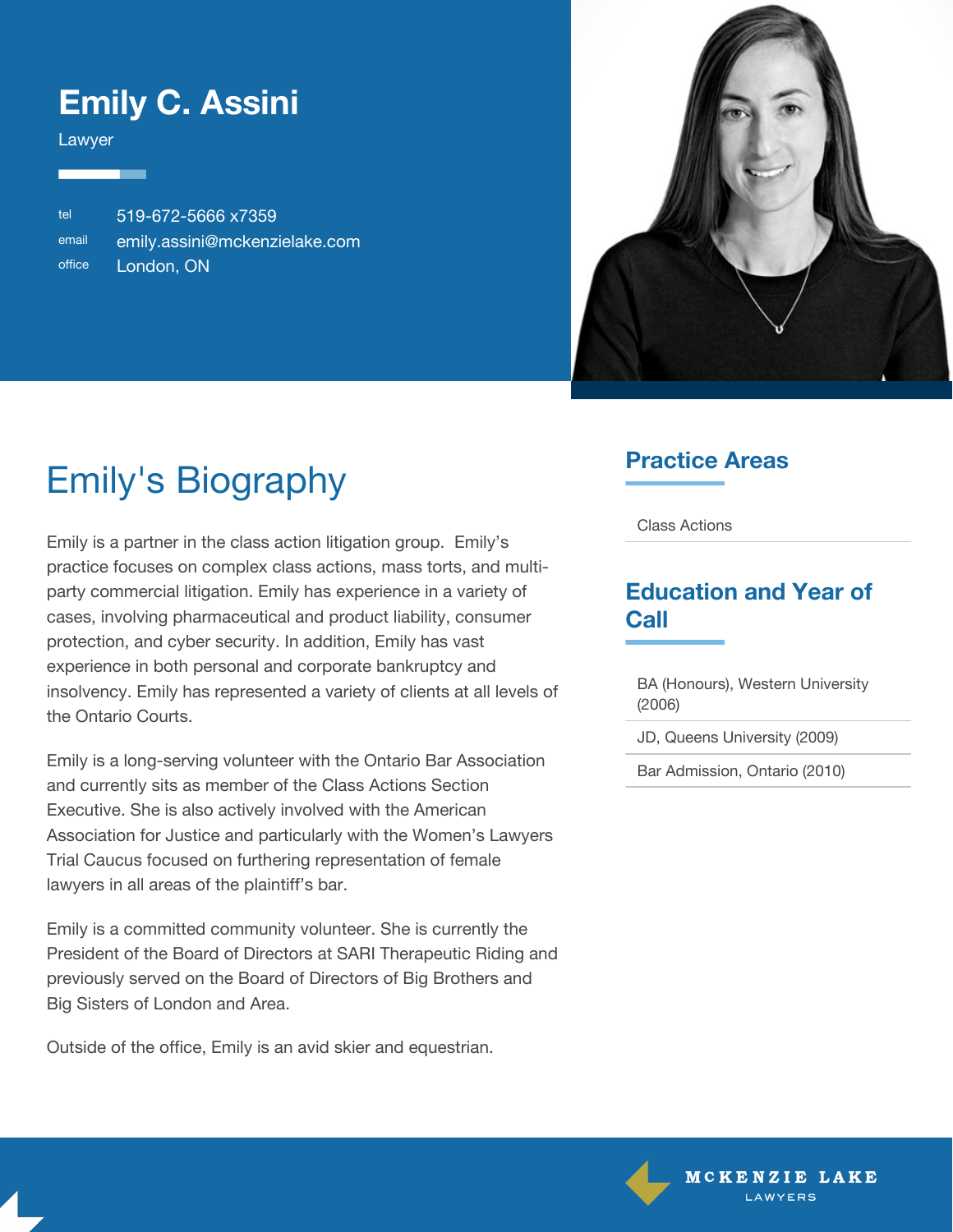# Emily C. Assini

Lawyer

tel 519-672-5666 x7359
email emily.assini@mckenzielake.com
office London, ON

## Emily's Biography

Emily is a partner in the class action litigation group. Emily's practice focuses on complex class actions, mass torts, and multi-party commercial litigation. Emily has experience in a variety of cases, involving pharmaceutical and product liability, consumer protection, and cyber security. In addition, Emily has vast experience in both personal and corporate bankruptcy and insolvency. Emily has represented a variety of clients at all levels of the Ontario Courts.

Emily is a long-serving volunteer with the Ontario Bar Association and currently sits as member of the Class Actions Section Executive. She is also actively involved with the American Association for Justice and particularly with the Women's Lawyers Trial Caucus focused on furthering representation of female lawyers in all areas of the plaintiff's bar.

Emily is a committed community volunteer. She is currently the President of the Board of Directors at SARI Therapeutic Riding and previously served on the Board of Directors of Big Brothers and Big Sisters of London and Area.

Outside of the office, Emily is an avid skier and equestrian.

## Practice Areas

- Class Actions

## Education and Year of Call

- BA (Honours), Western University (2006)
- JD, Queens University (2009)
- Bar Admission, Ontario (2010)

MCKENZIE LAKE LAWYERS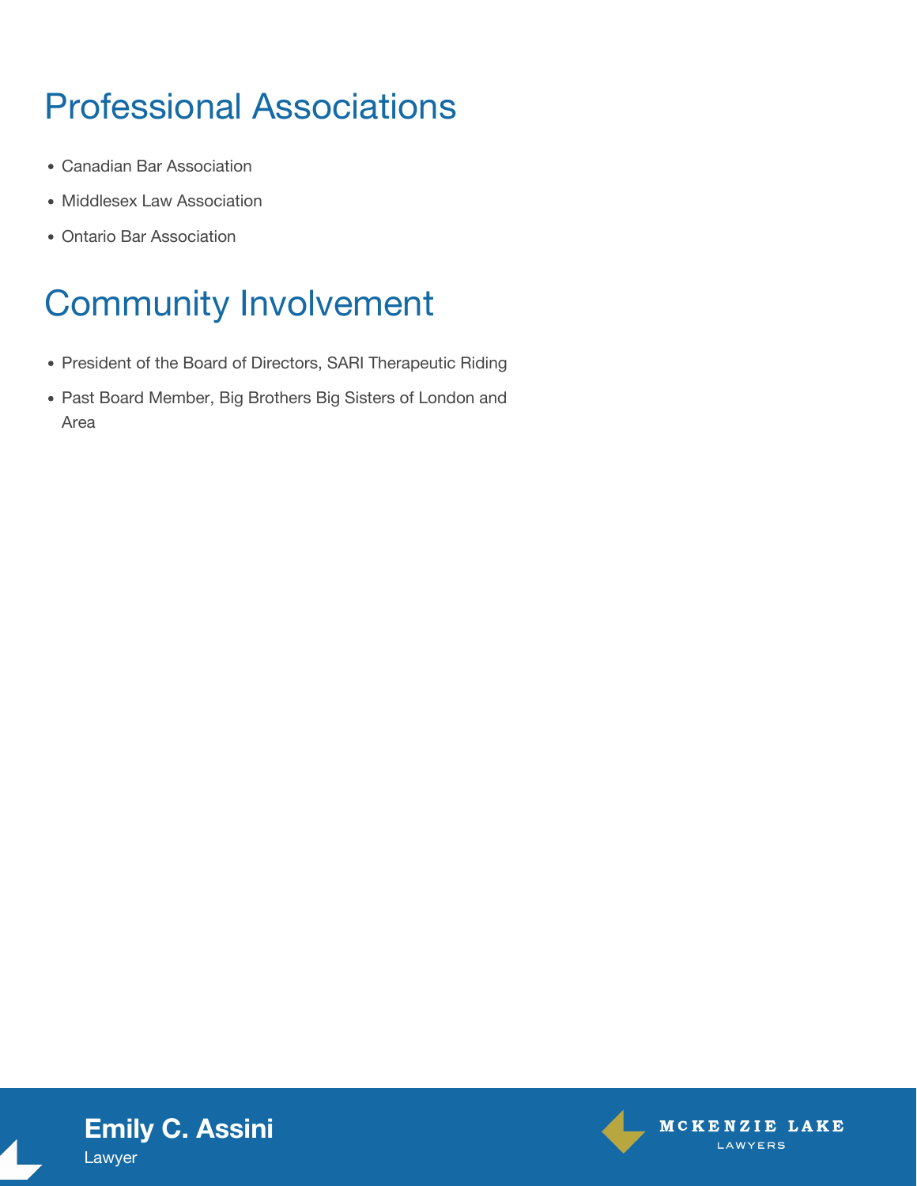## Professional Associations

- Canadian Bar Association
- Middlesex Law Association
- Ontario Bar Association

## Community Involvement

- President of the Board of Directors, SARI Therapeutic Riding
- Past Board Member, Big Brothers Big Sisters of London and Area